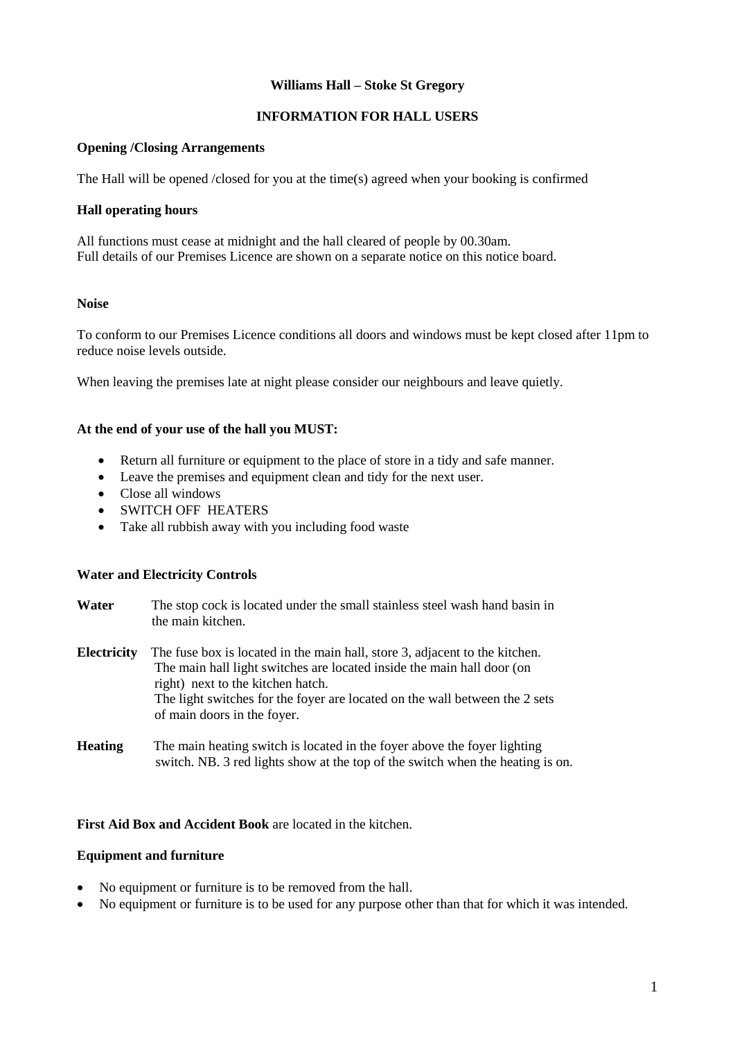# Williams Hall – Stoke St Gregory

## INFORMATION FOR HALL USERS

**Opening /Closing Arrangements**

The Hall will be opened /closed for you at the time(s) agreed when your booking is confirmed

**Hall operating hours**

All functions must cease at midnight and the hall cleared of people by 00.30am.
Full details of our Premises Licence are shown on a separate notice on this notice board.

**Noise**

To conform to our Premises Licence conditions all doors and windows must be kept closed after 11pm to reduce noise levels outside.

When leaving the premises late at night please consider our neighbours and leave quietly.

**At the end of your use of the hall you MUST:**

- Return all furniture or equipment to the place of store in a tidy and safe manner.
- Leave the premises and equipment clean and tidy for the next user.
- Close all windows
- SWITCH OFF HEATERS
- Take all rubbish away with you including food waste

**Water and Electricity Controls**

**Water** The stop cock is located under the small stainless steel wash hand basin in the main kitchen.

**Electricity** The fuse box is located in the main hall, store 3, adjacent to the kitchen. The main hall light switches are located inside the main hall door (on right) next to the kitchen hatch. The light switches for the foyer are located on the wall between the 2 sets of main doors in the foyer.

**Heating** The main heating switch is located in the foyer above the foyer lighting switch. NB. 3 red lights show at the top of the switch when the heating is on.

**First Aid Box and Accident Book** are located in the kitchen.

**Equipment and furniture**

- No equipment or furniture is to be removed from the hall.
- No equipment or furniture is to be used for any purpose other than that for which it was intended.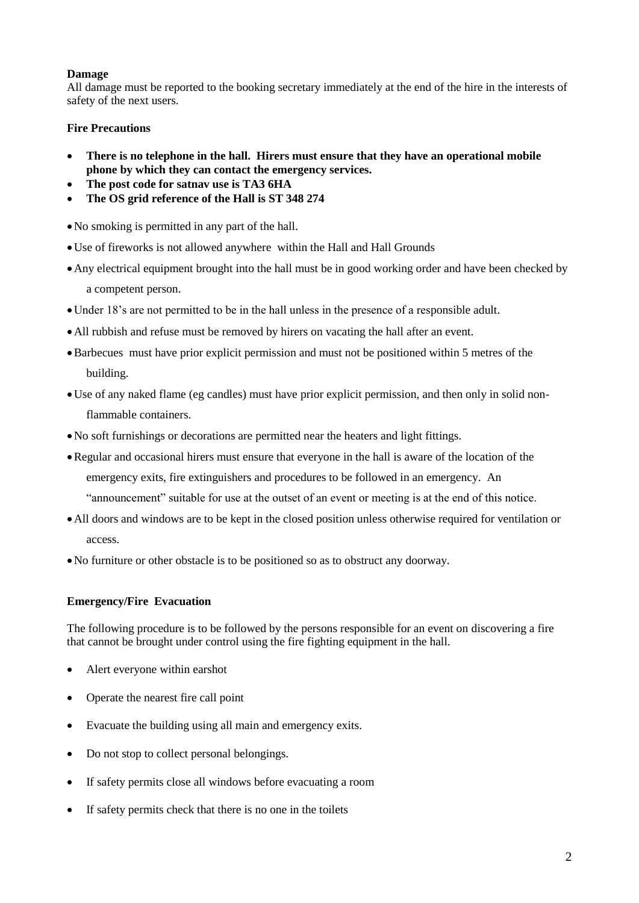**Damage**

All damage must be reported to the booking secretary immediately at the end of the hire in the interests of safety of the next users.

**Fire Precautions**

- **There is no telephone in the hall. Hirers must ensure that they have an operational mobile phone by which they can contact the emergency services.**
- **The post code for satnav use is TA3 6HA**
- **The OS grid reference of the Hall is ST 348 274**

- No smoking is permitted in any part of the hall.
- Use of fireworks is not allowed anywhere within the Hall and Hall Grounds
- Any electrical equipment brought into the hall must be in good working order and have been checked by a competent person.
- Under 18's are not permitted to be in the hall unless in the presence of a responsible adult.
- All rubbish and refuse must be removed by hirers on vacating the hall after an event.
- Barbecues must have prior explicit permission and must not be positioned within 5 metres of the building.
- Use of any naked flame (eg candles) must have prior explicit permission, and then only in solid non-flammable containers.
- No soft furnishings or decorations are permitted near the heaters and light fittings.
- Regular and occasional hirers must ensure that everyone in the hall is aware of the location of the emergency exits, fire extinguishers and procedures to be followed in an emergency. An "announcement" suitable for use at the outset of an event or meeting is at the end of this notice.
- All doors and windows are to be kept in the closed position unless otherwise required for ventilation or access.
- No furniture or other obstacle is to be positioned so as to obstruct any doorway.

**Emergency/Fire Evacuation**

The following procedure is to be followed by the persons responsible for an event on discovering a fire that cannot be brought under control using the fire fighting equipment in the hall.

- Alert everyone within earshot
- Operate the nearest fire call point
- Evacuate the building using all main and emergency exits.
- Do not stop to collect personal belongings.
- If safety permits close all windows before evacuating a room
- If safety permits check that there is no one in the toilets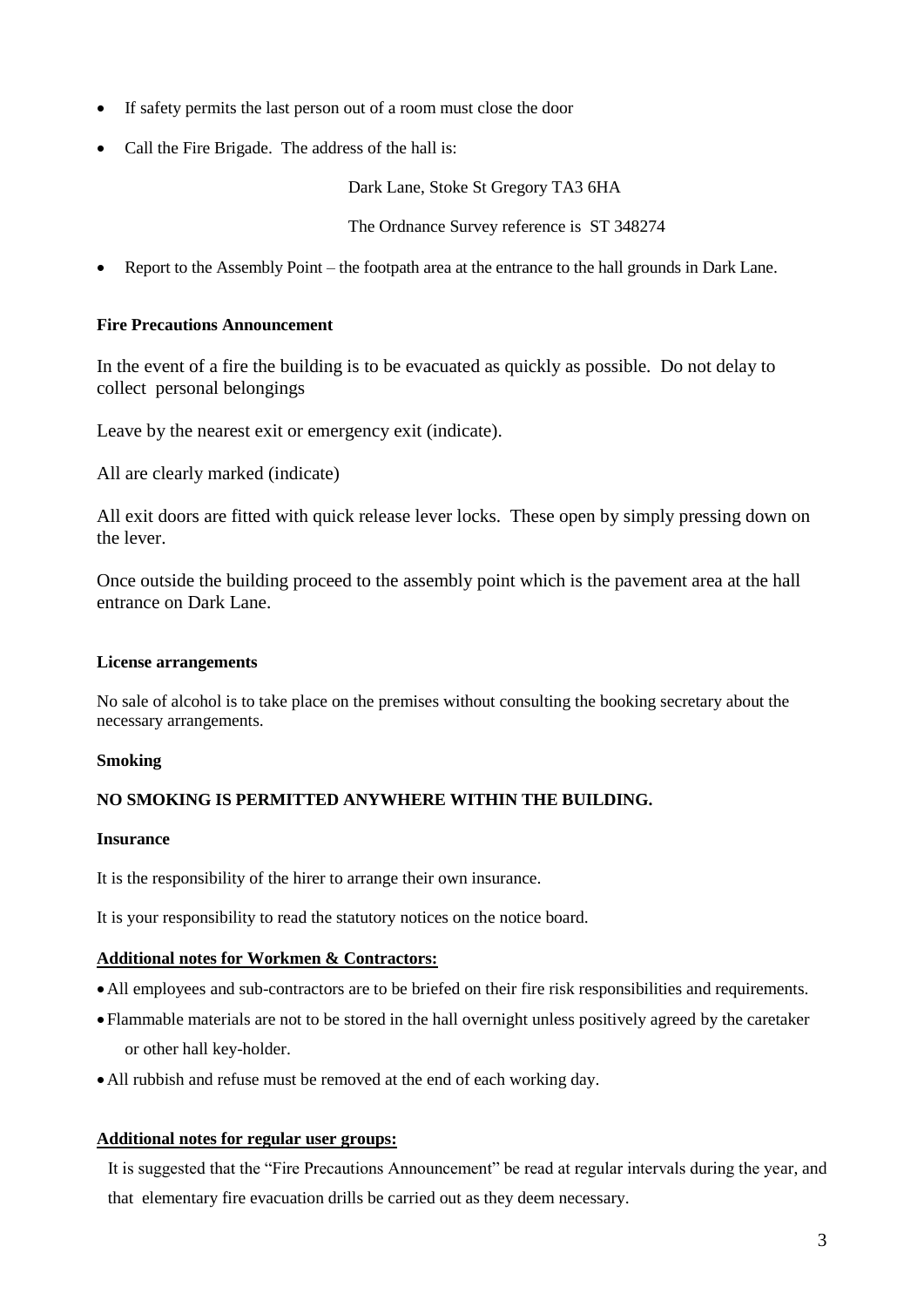- If safety permits the last person out of a room must close the door
- Call the Fire Brigade. The address of the hall is:

  Dark Lane, Stoke St Gregory TA3 6HA

  The Ordnance Survey reference is ST 348274

- Report to the Assembly Point – the footpath area at the entrance to the hall grounds in Dark Lane.

**Fire Precautions Announcement**

In the event of a fire the building is to be evacuated as quickly as possible. Do not delay to collect personal belongings

Leave by the nearest exit or emergency exit (indicate).

All are clearly marked (indicate)

All exit doors are fitted with quick release lever locks. These open by simply pressing down on the lever.

Once outside the building proceed to the assembly point which is the pavement area at the hall entrance on Dark Lane.

**License arrangements**

No sale of alcohol is to take place on the premises without consulting the booking secretary about the necessary arrangements.

**Smoking**

**NO SMOKING IS PERMITTED ANYWHERE WITHIN THE BUILDING.**

**Insurance**

It is the responsibility of the hirer to arrange their own insurance.

It is your responsibility to read the statutory notices on the notice board.

**Additional notes for Workmen & Contractors:**

- All employees and sub-contractors are to be briefed on their fire risk responsibilities and requirements.
- Flammable materials are not to be stored in the hall overnight unless positively agreed by the caretaker or other hall key-holder.
- All rubbish and refuse must be removed at the end of each working day.

**Additional notes for regular user groups:**

It is suggested that the "Fire Precautions Announcement" be read at regular intervals during the year, and that elementary fire evacuation drills be carried out as they deem necessary.